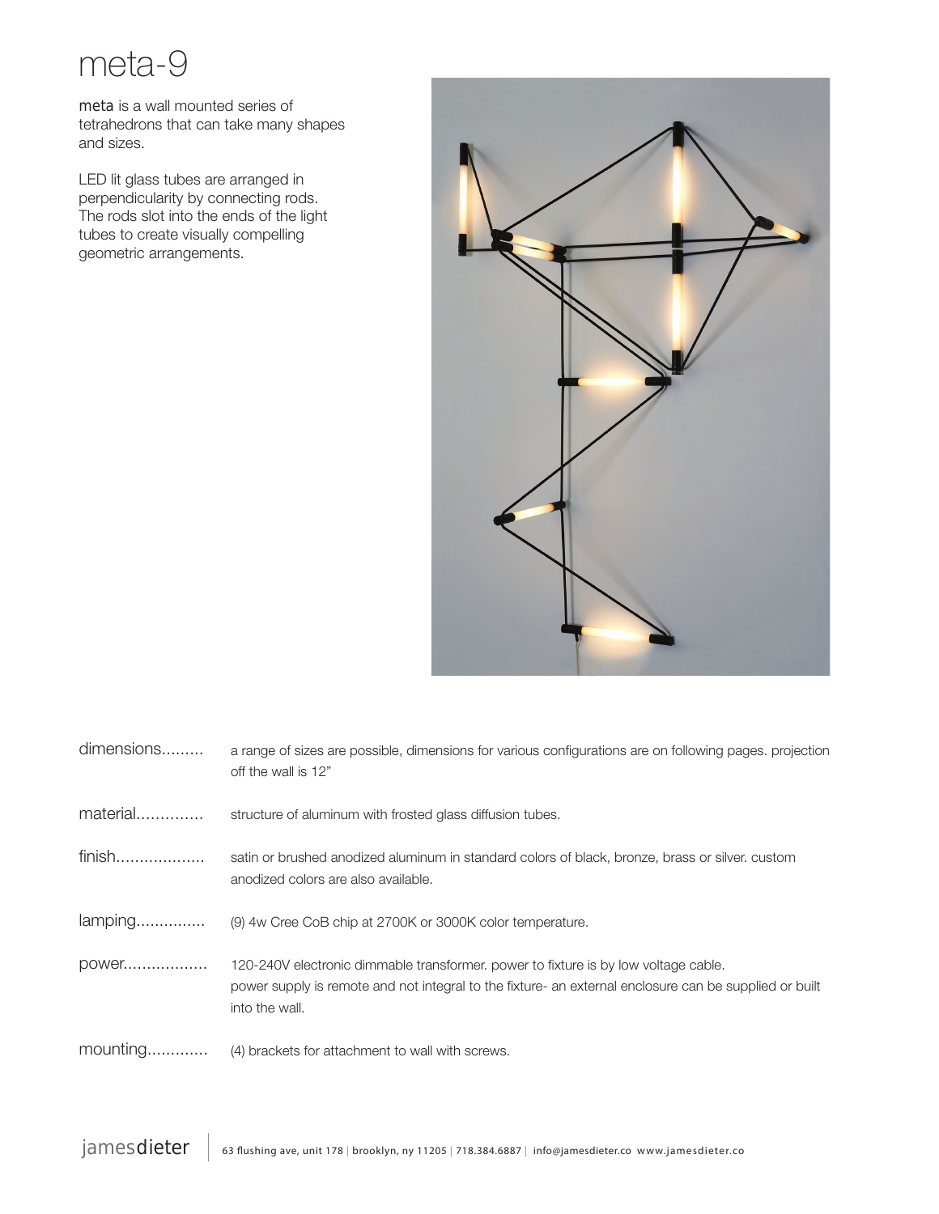# meta-9

**meta** is a wall mounted series of tetrahedrons that can take many shapes and sizes.

LED lit glass tubes are arranged in perpendicularity by connecting rods. The rods slot into the ends of the light tubes to create visually compelling geometric arrangements.

| | |
|---|---|
| dimensions......... | a range of sizes are possible, dimensions for various configurations are on following pages. projection off the wall is 12" |
| material.............. | structure of aluminum with frosted glass diffusion tubes. |
| finish................... | satin or brushed anodized aluminum in standard colors of black, bronze, brass or silver. custom anodized colors are also available. |
| lamping............... | (9) 4w Cree CoB chip at 2700K or 3000K color temperature. |
| power.................. | 120-240V electronic dimmable transformer. power to fixture is by low voltage cable. power supply is remote and not integral to the fixture- an external enclosure can be supplied or built into the wall. |
| mounting............. | (4) brackets for attachment to wall with screws. |

jamesdieter | 63 flushing ave, unit 178 | brooklyn, ny 11205 | 718.384.6887 | info@jamesdieter.co www.jamesdieter.co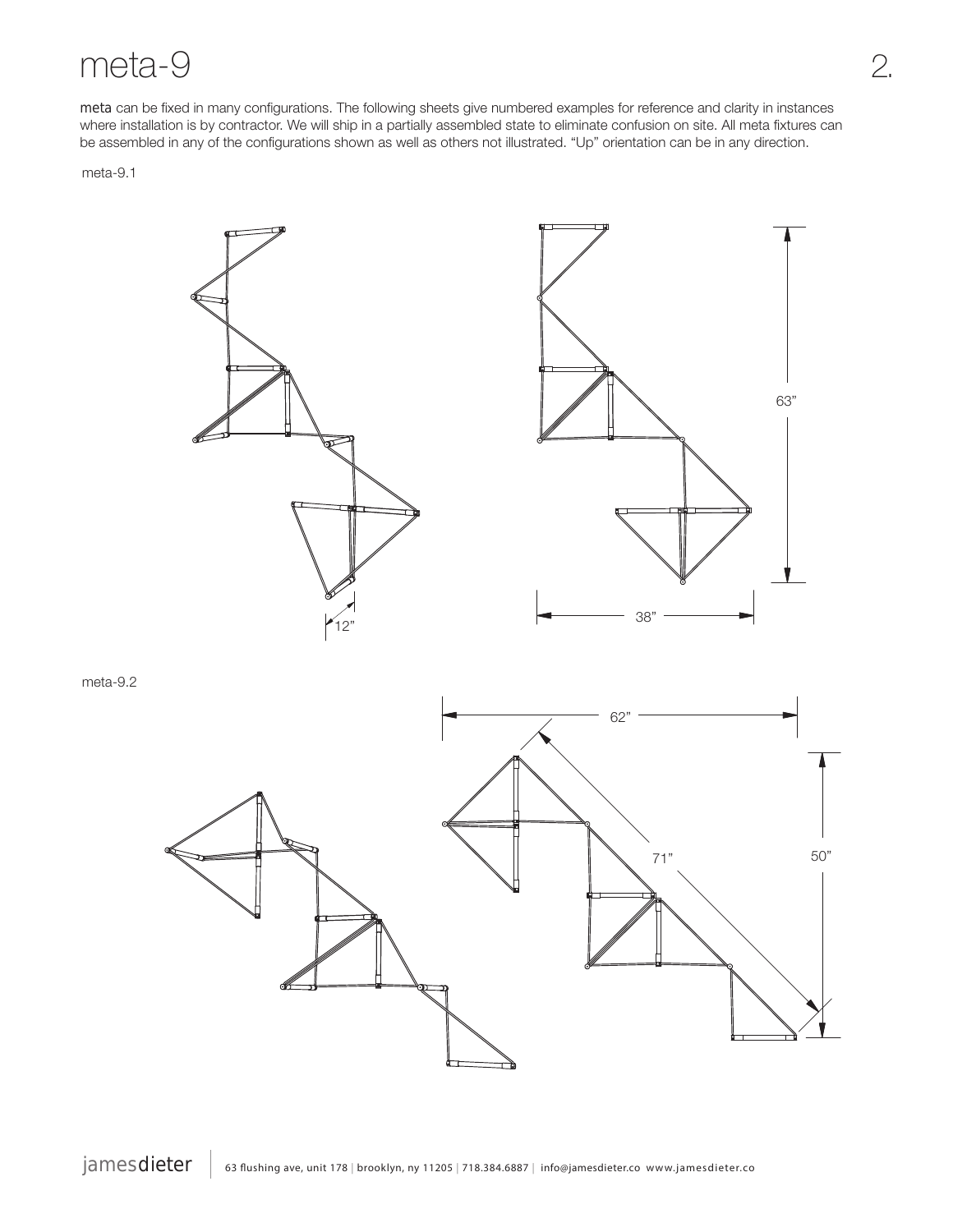# meta-9

**meta** can be fixed in many configurations. The following sheets give numbered examples for reference and clarity in instances where installation is by contractor. We will ship in a partially assembled state to eliminate confusion on site. All meta fixtures can be assembled in any of the configurations shown as well as others not illustrated. "Up" orientation can be in any direction.

meta-9.1

12"

38"

63"

meta-9.2

62"

71"

50"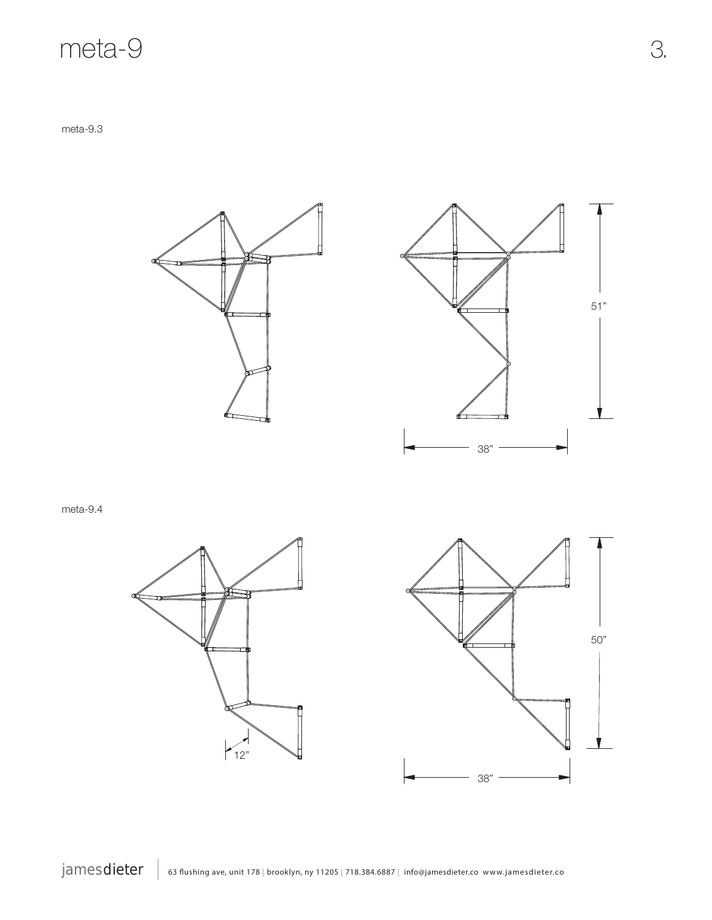# meta-9

meta-9.3

51”

38”

meta-9.4

12”

50”

38”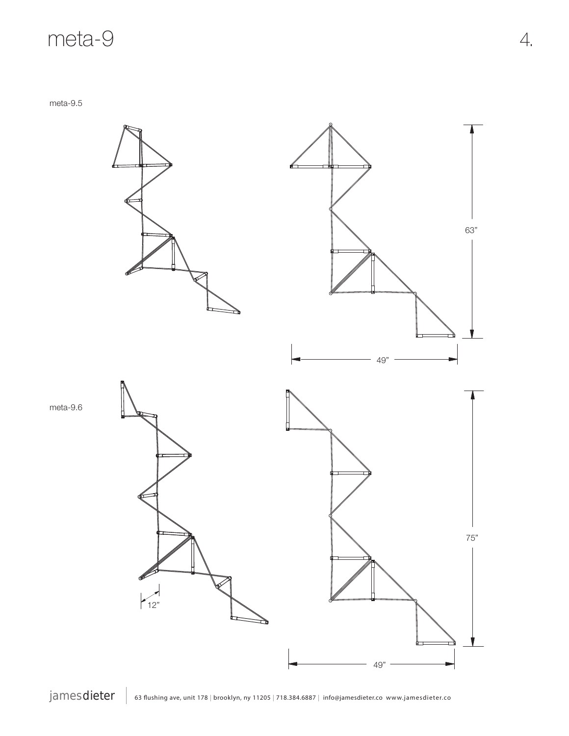# meta-9

meta-9.5

63"

49"

meta-9.6

12"

75"

49"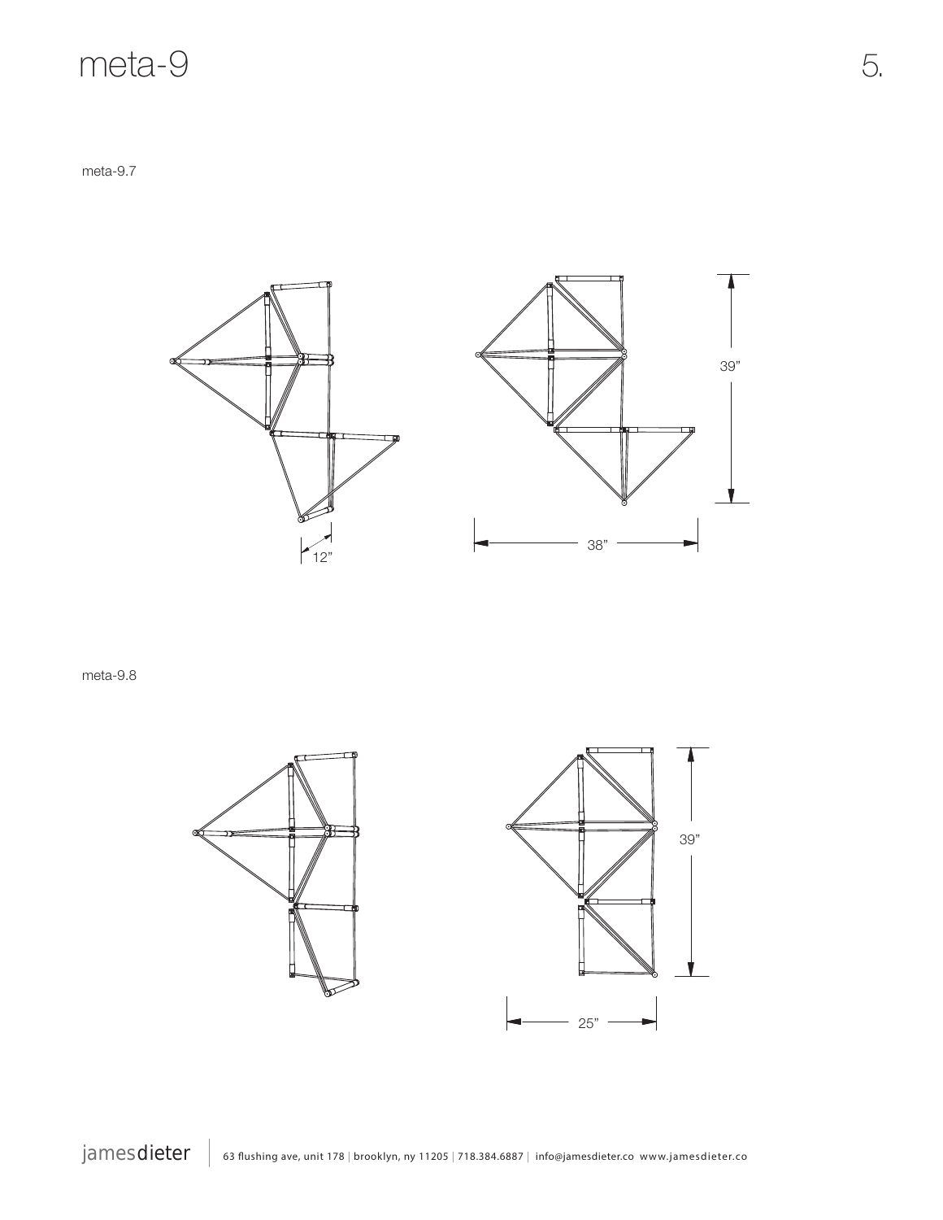# meta-9

meta-9.7

12"

39"

38"

meta-9.8

39"

25"

jamesdieter | 63 flushing ave, unit 178 | brooklyn, ny 11205 | 718.384.6887 | info@jamesdieter.co www.jamesdieter.co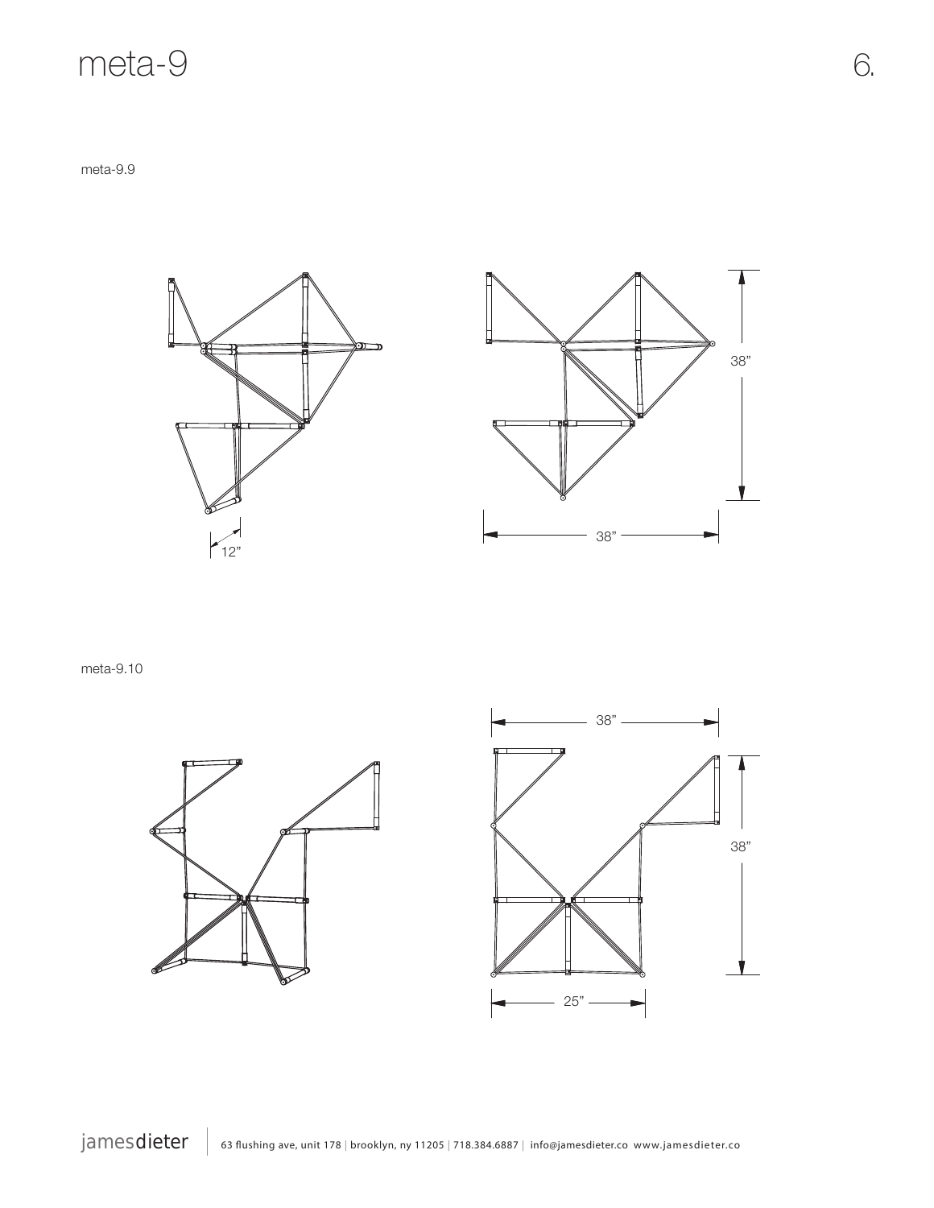# meta-9

meta-9.9

12"

38"

38"

meta-9.10

38"

38"

25"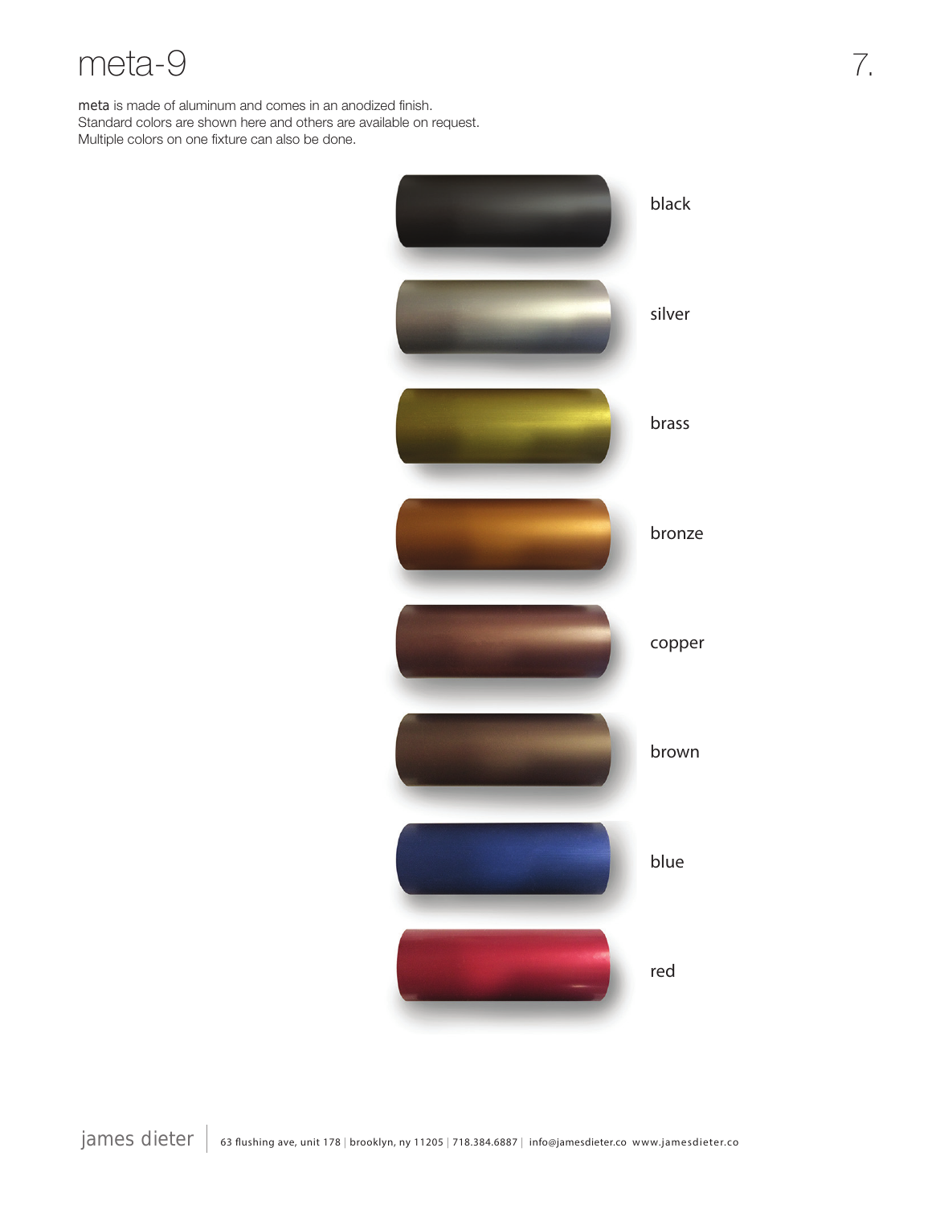# meta-9

**meta** is made of aluminum and comes in an anodized finish.
Standard colors are shown here and others are available on request.
Multiple colors on one fixture can also be done.

black

silver

brass

bronze

copper

brown

blue

red

james dieter | 63 flushing ave, unit 178 | brooklyn, ny 11205 | 718.384.6887 | info@jamesdieter.co www.jamesdieter.co